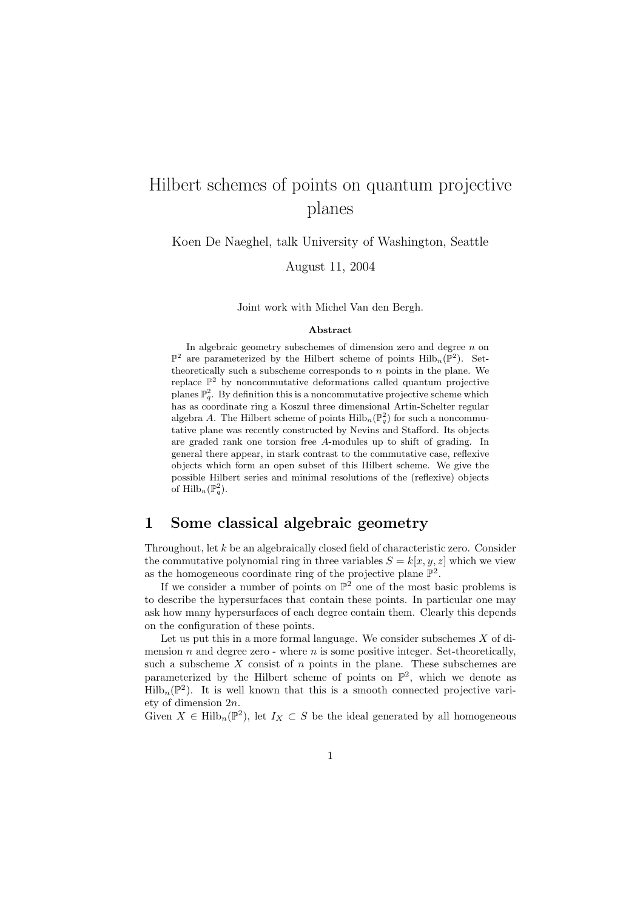# Hilbert schemes of points on quantum projective planes

Koen De Naeghel, talk University of Washington, Seattle

August 11, 2004

Joint work with Michel Van den Bergh.

**Abstract**

In algebraic geometry subschemes of dimension zero and degree $n$ on $\mathbb{P}^2$ are parameterized by the Hilbert scheme of points $\mathrm{Hilb}_n(\mathbb{P}^2)$. Set-theoretically such a subscheme corresponds to $n$ points in the plane. We replace $\mathbb{P}^2$ by noncommutative deformations called quantum projective planes $\mathbb{P}^2_q$. By definition this is a noncommutative projective scheme which has as coordinate ring a Koszul three dimensional Artin-Schelter regular algebra $A$. The Hilbert scheme of points $\mathrm{Hilb}_n(\mathbb{P}^2_q)$ for such a noncommutative plane was recently constructed by Nevins and Stafford. Its objects are graded rank one torsion free $A$-modules up to shift of grading. In general there appear, in stark contrast to the commutative case, reflexive objects which form an open subset of this Hilbert scheme. We give the possible Hilbert series and minimal resolutions of the (reflexive) objects of $\mathrm{Hilb}_n(\mathbb{P}^2_q)$.

## 1 Some classical algebraic geometry

Throughout, let $k$ be an algebraically closed field of characteristic zero. Consider the commutative polynomial ring in three variables $S = k[x, y, z]$ which we view as the homogeneous coordinate ring of the projective plane $\mathbb{P}^2$.

If we consider a number of points on $\mathbb{P}^2$ one of the most basic problems is to describe the hypersurfaces that contain these points. In particular one may ask how many hypersurfaces of each degree contain them. Clearly this depends on the configuration of these points.

Let us put this in a more formal language. We consider subschemes $X$ of dimension $n$ and degree zero - where $n$ is some positive integer. Set-theoretically, such a subscheme $X$ consist of $n$ points in the plane. These subschemes are parameterized by the Hilbert scheme of points on $\mathbb{P}^2$, which we denote as $\mathrm{Hilb}_n(\mathbb{P}^2)$. It is well known that this is a smooth connected projective variety of dimension $2n$.

Given $X \in \mathrm{Hilb}_n(\mathbb{P}^2)$, let $I_X \subset S$ be the ideal generated by all homogeneous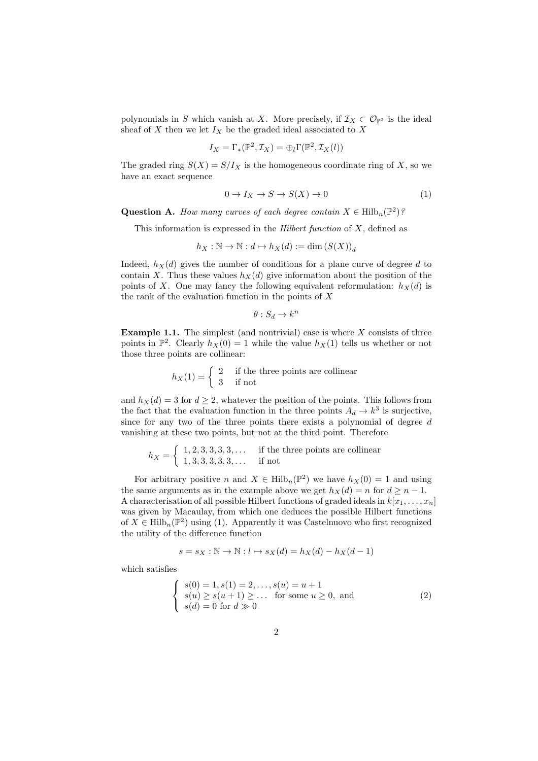polynomials in $S$ which vanish at $X$. More precisely, if $\mathcal{I}_X \subset \mathcal{O}_{\mathbb{P}^2}$ is the ideal sheaf of $X$ then we let $I_X$ be the graded ideal associated to $X$

$$I_X = \Gamma_*(\mathbb{P}^2, \mathcal{I}_X) = \oplus_l \Gamma(\mathbb{P}^2, \mathcal{I}_X(l))$$

The graded ring $S(X) = S/I_X$ is the homogeneous coordinate ring of $X$, so we have an exact sequence

$$0 \to I_X \to S \to S(X) \to 0 \tag{1}$$

**Question A.** *How many curves of each degree contain $X \in \mathrm{Hilb}_n(\mathbb{P}^2)$?*

This information is expressed in the *Hilbert function* of $X$, defined as

$$h_X : \mathbb{N} \to \mathbb{N} : d \mapsto h_X(d) := \dim (S(X))_d$$

Indeed, $h_X(d)$ gives the number of conditions for a plane curve of degree $d$ to contain $X$. Thus these values $h_X(d)$ give information about the position of the points of $X$. One may fancy the following equivalent reformulation: $h_X(d)$ is the rank of the evaluation function in the points of $X$

$$\theta : S_d \to k^n$$

**Example 1.1.** The simplest (and nontrivial) case is where $X$ consists of three points in $\mathbb{P}^2$. Clearly $h_X(0) = 1$ while the value $h_X(1)$ tells us whether or not those three points are collinear:

$$h_X(1) = \begin{cases} 2 & \text{if the three points are collinear} \\ 3 & \text{if not} \end{cases}$$

and $h_X(d) = 3$ for $d \geq 2$, whatever the position of the points. This follows from the fact that the evaluation function in the three points $A_d \to k^3$ is surjective, since for any two of the three points there exists a polynomial of degree $d$ vanishing at these two points, but not at the third point. Therefore

$$h_X = \begin{cases} 1, 2, 3, 3, 3, 3, \ldots & \text{if the three points are collinear} \\ 1, 3, 3, 3, 3, 3, \ldots & \text{if not} \end{cases}$$

For arbitrary positive $n$ and $X \in \mathrm{Hilb}_n(\mathbb{P}^2)$ we have $h_X(0) = 1$ and using the same arguments as in the example above we get $h_X(d) = n$ for $d \geq n-1$. A characterisation of all possible Hilbert functions of graded ideals in $k[x_1, \ldots, x_n]$ was given by Macaulay, from which one deduces the possible Hilbert functions of $X \in \mathrm{Hilb}_n(\mathbb{P}^2)$ using (1). Apparently it was Castelnuovo who first recognized the utility of the difference function

$$s = s_X : \mathbb{N} \to \mathbb{N} : l \mapsto s_X(d) = h_X(d) - h_X(d-1)$$

which satisfies

$$\begin{cases} s(0) = 1, s(1) = 2, \ldots, s(u) = u + 1 \\ s(u) \geq s(u+1) \geq \ldots \quad \text{for some } u \geq 0, \text{ and} \\ s(d) = 0 \text{ for } d \gg 0 \end{cases} \tag{2}$$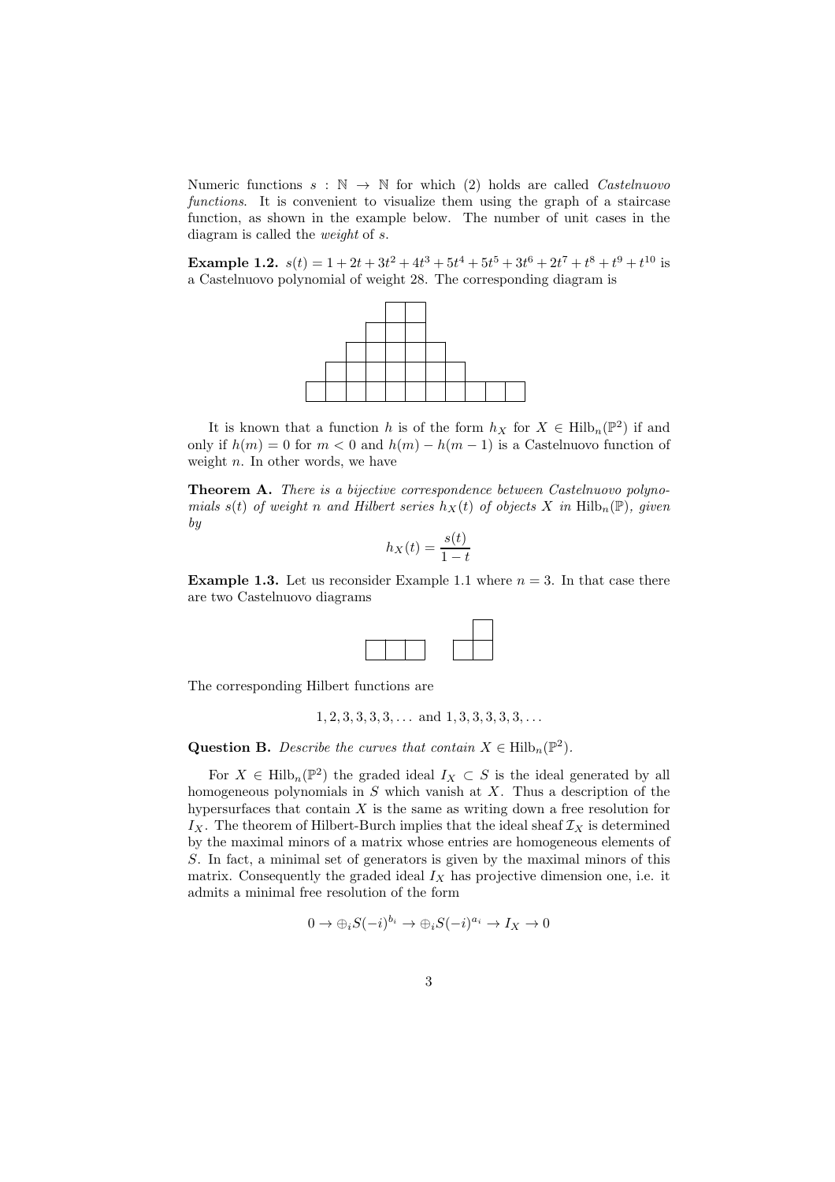Numeric functions $s : \mathbb{N} \to \mathbb{N}$ for which (2) holds are called *Castelnuovo functions*. It is convenient to visualize them using the graph of a staircase function, as shown in the example below. The number of unit cases in the diagram is called the *weight* of $s$.

**Example 1.2.** $s(t) = 1 + 2t + 3t^2 + 4t^3 + 5t^4 + 5t^5 + 3t^6 + 2t^7 + t^8 + t^9 + t^{10}$ is a Castelnuovo polynomial of weight 28. The corresponding diagram is

It is known that a function $h$ is of the form $h_X$ for $X \in \mathrm{Hilb}_n(\mathbb{P}^2)$ if and only if $h(m) = 0$ for $m < 0$ and $h(m) - h(m-1)$ is a Castelnuovo function of weight $n$. In other words, we have

**Theorem A.** *There is a bijective correspondence between Castelnuovo polynomials $s(t)$ of weight $n$ and Hilbert series $h_X(t)$ of objects $X$ in $\mathrm{Hilb}_n(\mathbb{P})$, given by*

$$h_X(t) = \frac{s(t)}{1-t}$$

**Example 1.3.** Let us reconsider Example 1.1 where $n = 3$. In that case there are two Castelnuovo diagrams

The corresponding Hilbert functions are

$$1, 2, 3, 3, 3, 3, \ldots \text{ and } 1, 3, 3, 3, 3, 3, \ldots$$

**Question B.** *Describe the curves that contain $X \in \mathrm{Hilb}_n(\mathbb{P}^2)$.*

For $X \in \mathrm{Hilb}_n(\mathbb{P}^2)$ the graded ideal $I_X \subset S$ is the ideal generated by all homogeneous polynomials in $S$ which vanish at $X$. Thus a description of the hypersurfaces that contain $X$ is the same as writing down a free resolution for $I_X$. The theorem of Hilbert-Burch implies that the ideal sheaf $\mathcal{I}_X$ is determined by the maximal minors of a matrix whose entries are homogeneous elements of $S$. In fact, a minimal set of generators is given by the maximal minors of this matrix. Consequently the graded ideal $I_X$ has projective dimension one, i.e. it admits a minimal free resolution of the form

$$0 \to \oplus_i S(-i)^{b_i} \to \oplus_i S(-i)^{a_i} \to I_X \to 0$$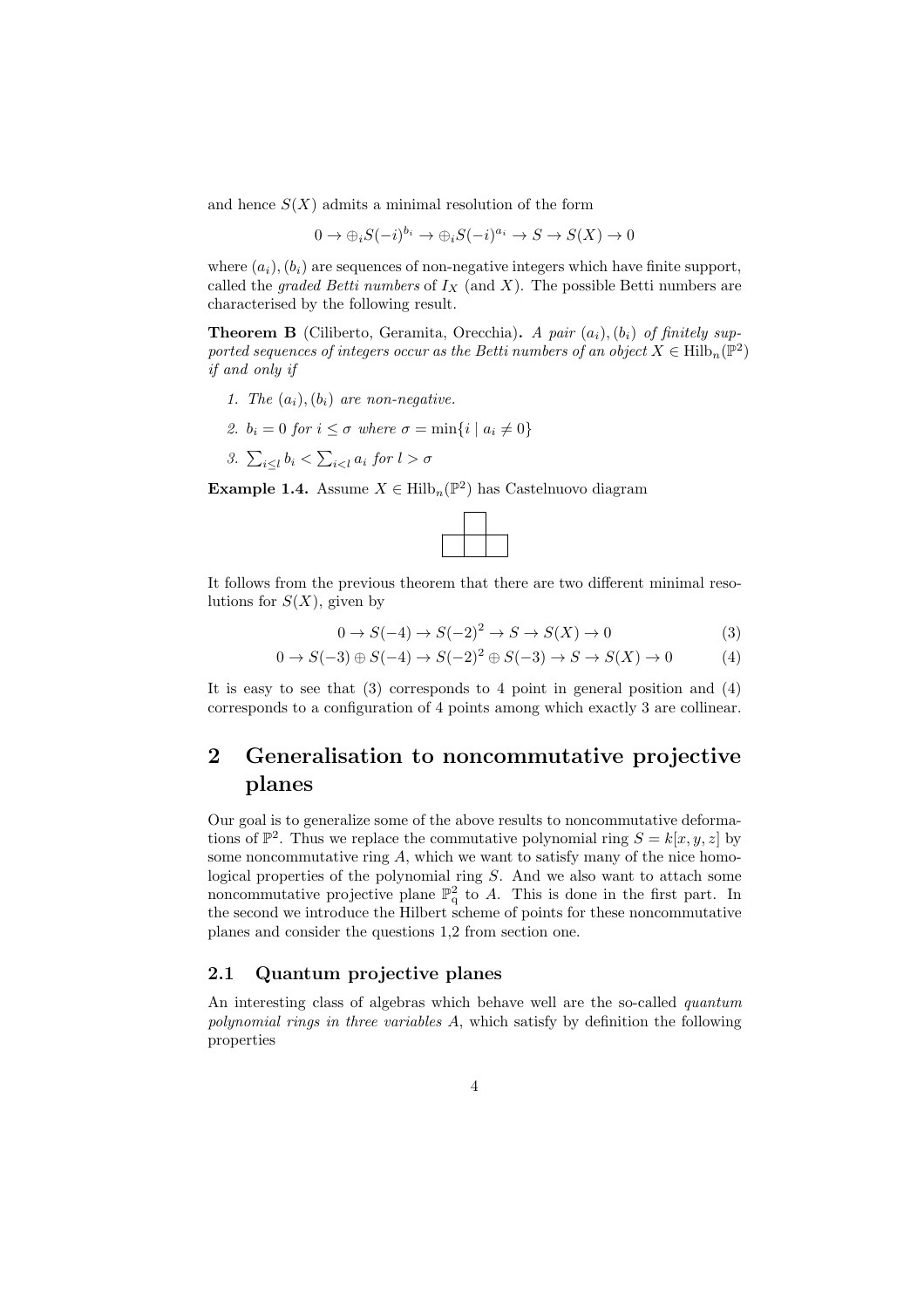and hence $S(X)$ admits a minimal resolution of the form

$$0 \to \oplus_i S(-i)^{b_i} \to \oplus_i S(-i)^{a_i} \to S \to S(X) \to 0$$

where $(a_i), (b_i)$ are sequences of non-negative integers which have finite support, called the *graded Betti numbers* of $I_X$ (and $X$). The possible Betti numbers are characterised by the following result.

**Theorem B** (Ciliberto, Geramita, Orecchia)**.** *A pair $(a_i), (b_i)$ of finitely supported sequences of integers occur as the Betti numbers of an object $X \in \mathrm{Hilb}_n(\mathbb{P}^2)$ if and only if*

1. *The $(a_i), (b_i)$ are non-negative.*
2. *$b_i = 0$ for $i \leq \sigma$ where $\sigma = \min\{i \mid a_i \neq 0\}$*
3. *$\sum_{i \leq l} b_i < \sum_{i<l} a_i$ for $l > \sigma$*

**Example 1.4.** Assume $X \in \mathrm{Hilb}_n(\mathbb{P}^2)$ has Castelnuovo diagram

It follows from the previous theorem that there are two different minimal resolutions for $S(X)$, given by

$$0 \to S(-4) \to S(-2)^2 \to S \to S(X) \to 0 \tag{3}$$

$$0 \to S(-3) \oplus S(-4) \to S(-2)^2 \oplus S(-3) \to S \to S(X) \to 0 \tag{4}$$

It is easy to see that (3) corresponds to 4 point in general position and (4) corresponds to a configuration of 4 points among which exactly 3 are collinear.

# 2 Generalisation to noncommutative projective planes

Our goal is to generalize some of the above results to noncommutative deformations of $\mathbb{P}^2$. Thus we replace the commutative polynomial ring $S = k[x, y, z]$ by some noncommutative ring $A$, which we want to satisfy many of the nice homological properties of the polynomial ring $S$. And we also want to attach some noncommutative projective plane $\mathbb{P}^2_q$ to $A$. This is done in the first part. In the second we introduce the Hilbert scheme of points for these noncommutative planes and consider the questions 1,2 from section one.

## 2.1 Quantum projective planes

An interesting class of algebras which behave well are the so-called *quantum polynomial rings in three variables $A$*, which satisfy by definition the following properties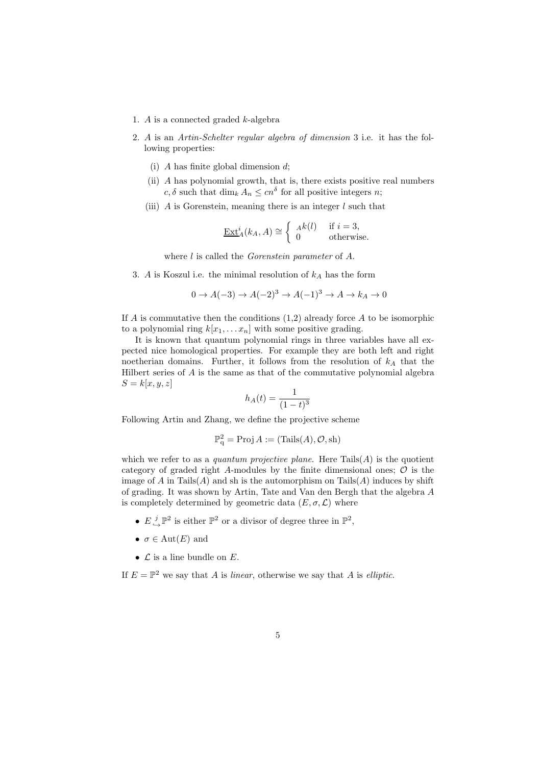1. $A$ is a connected graded $k$-algebra
2. $A$ is an *Artin-Schelter regular algebra of dimension* 3 i.e. it has the following properties:
   - (i) $A$ has finite global dimension $d$;
   - (ii) $A$ has polynomial growth, that is, there exists positive real numbers $c, \delta$ such that $\dim_k A_n \leq cn^\delta$ for all positive integers $n$;
   - (iii) $A$ is Gorenstein, meaning there is an integer $l$ such that

     $$\underline{\mathrm{Ext}}^i_A(k_A, A) \cong \begin{cases} {}_A k(l) & \text{if } i = 3, \\ 0 & \text{otherwise.} \end{cases}$$

     where $l$ is called the *Gorenstein parameter* of $A$.
3. $A$ is Koszul i.e. the minimal resolution of $k_A$ has the form

   $$0 \to A(-3) \to A(-2)^3 \to A(-1)^3 \to A \to k_A \to 0$$

If $A$ is commutative then the conditions (1,2) already force $A$ to be isomorphic to a polynomial ring $k[x_1, \dots x_n]$ with some positive grading.

It is known that quantum polynomial rings in three variables have all expected nice homological properties. For example they are both left and right noetherian domains. Further, it follows from the resolution of $k_A$ that the Hilbert series of $A$ is the same as that of the commutative polynomial algebra $S = k[x, y, z]$

$$h_A(t) = \frac{1}{(1-t)^3}$$

Following Artin and Zhang, we define the projective scheme

$$\mathbb{P}^2_{\mathrm{q}} = \operatorname{Proj} A := (\operatorname{Tails}(A), \mathcal{O}, \operatorname{sh})$$

which we refer to as a *quantum projective plane*. Here $\operatorname{Tails}(A)$ is the quotient category of graded right $A$-modules by the finite dimensional ones; $\mathcal{O}$ is the image of $A$ in $\operatorname{Tails}(A)$ and sh is the automorphism on $\operatorname{Tails}(A)$ induces by shift of grading. It was shown by Artin, Tate and Van den Bergh that the algebra $A$ is completely determined by geometric data $(E, \sigma, \mathcal{L})$ where

- $E \overset{j}{\hookrightarrow} \mathbb{P}^2$ is either $\mathbb{P}^2$ or a divisor of degree three in $\mathbb{P}^2$,
- $\sigma \in \operatorname{Aut}(E)$ and
- $\mathcal{L}$ is a line bundle on $E$.

If $E = \mathbb{P}^2$ we say that $A$ is *linear*, otherwise we say that $A$ is *elliptic*.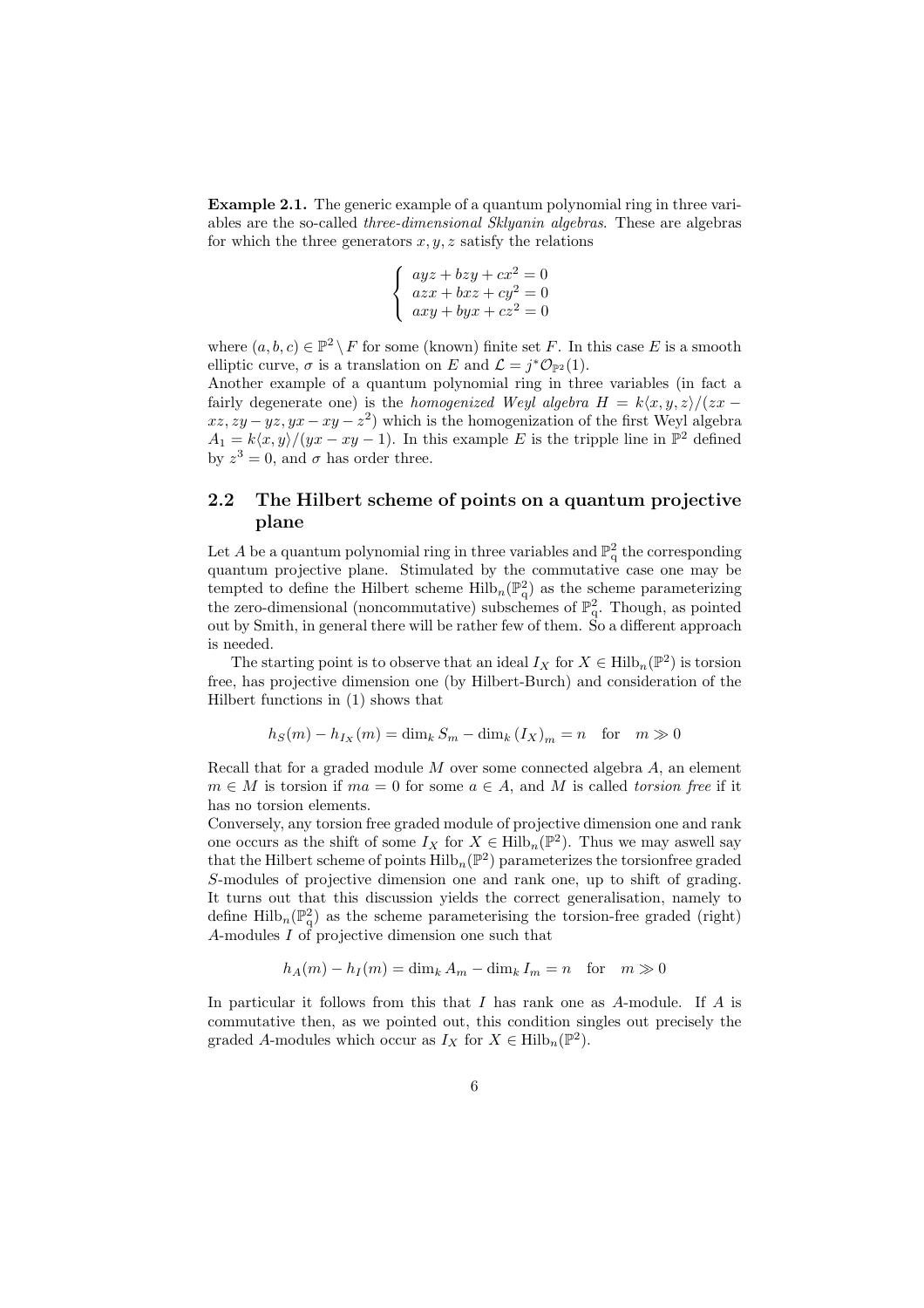**Example 2.1.** The generic example of a quantum polynomial ring in three variables are the so-called *three-dimensional Sklyanin algebras*. These are algebras for which the three generators $x, y, z$ satisfy the relations

$$\begin{cases} ayz + bzy + cx^2 = 0 \\ azx + bxz + cy^2 = 0 \\ axy + byx + cz^2 = 0 \end{cases}$$

where $(a, b, c) \in \mathbb{P}^2 \setminus F$ for some (known) finite set $F$. In this case $E$ is a smooth elliptic curve, $\sigma$ is a translation on $E$ and $\mathcal{L} = j^*\mathcal{O}_{\mathbb{P}^2}(1)$.

Another example of a quantum polynomial ring in three variables (in fact a fairly degenerate one) is the *homogenized Weyl algebra* $H = k\langle x, y, z\rangle/(zx - xz, zy - yz, yx - xy - z^2)$ which is the homogenization of the first Weyl algebra $A_1 = k\langle x, y\rangle/(yx - xy - 1)$. In this example $E$ is the tripple line in $\mathbb{P}^2$ defined by $z^3 = 0$, and $\sigma$ has order three.

## 2.2 The Hilbert scheme of points on a quantum projective plane

Let $A$ be a quantum polynomial ring in three variables and $\mathbb{P}^2_q$ the corresponding quantum projective plane. Stimulated by the commutative case one may be tempted to define the Hilbert scheme $\mathrm{Hilb}_n(\mathbb{P}^2_q)$ as the scheme parameterizing the zero-dimensional (noncommutative) subschemes of $\mathbb{P}^2_q$. Though, as pointed out by Smith, in general there will be rather few of them. So a different approach is needed.

The starting point is to observe that an ideal $I_X$ for $X \in \mathrm{Hilb}_n(\mathbb{P}^2)$ is torsion free, has projective dimension one (by Hilbert-Burch) and consideration of the Hilbert functions in (1) shows that

$$h_S(m) - h_{I_X}(m) = \dim_k S_m - \dim_k (I_X)_m = n \quad \text{for} \quad m \gg 0$$

Recall that for a graded module $M$ over some connected algebra $A$, an element $m \in M$ is torsion if $ma = 0$ for some $a \in A$, and $M$ is called *torsion free* if it has no torsion elements.

Conversely, any torsion free graded module of projective dimension one and rank one occurs as the shift of some $I_X$ for $X \in \mathrm{Hilb}_n(\mathbb{P}^2)$. Thus we may aswell say that the Hilbert scheme of points $\mathrm{Hilb}_n(\mathbb{P}^2)$ parameterizes the torsionfree graded $S$-modules of projective dimension one and rank one, up to shift of grading. It turns out that this discussion yields the correct generalisation, namely to define $\mathrm{Hilb}_n(\mathbb{P}^2_q)$ as the scheme parameterising the torsion-free graded (right) $A$-modules $I$ of projective dimension one such that

$$h_A(m) - h_I(m) = \dim_k A_m - \dim_k I_m = n \quad \text{for} \quad m \gg 0$$

In particular it follows from this that $I$ has rank one as $A$-module. If $A$ is commutative then, as we pointed out, this condition singles out precisely the graded $A$-modules which occur as $I_X$ for $X \in \mathrm{Hilb}_n(\mathbb{P}^2)$.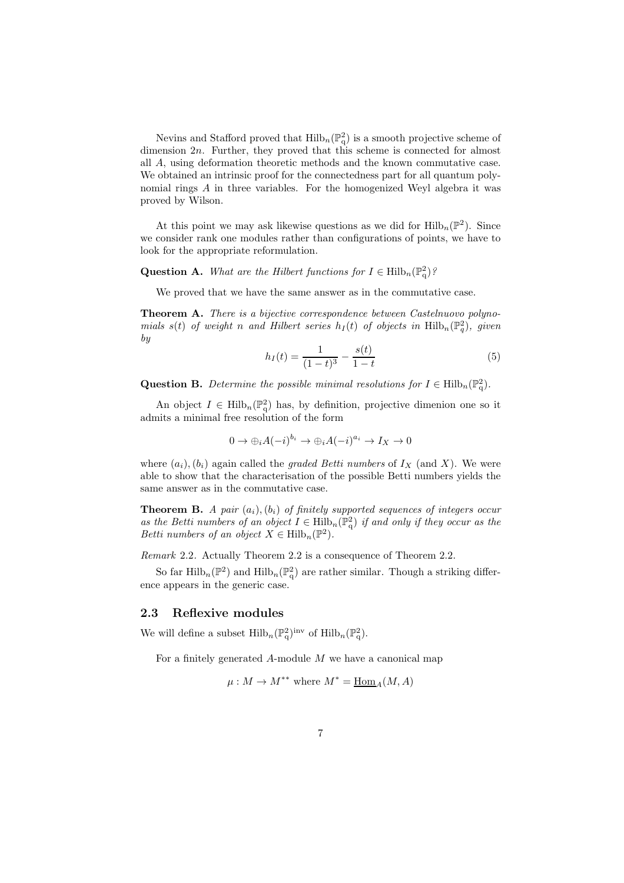Nevins and Stafford proved that $\mathrm{Hilb}_n(\mathbb{P}^2_q)$ is a smooth projective scheme of dimension $2n$. Further, they proved that this scheme is connected for almost all $A$, using deformation theoretic methods and the known commutative case. We obtained an intrinsic proof for the connectedness part for all quantum polynomial rings $A$ in three variables. For the homogenized Weyl algebra it was proved by Wilson.

At this point we may ask likewise questions as we did for $\mathrm{Hilb}_n(\mathbb{P}^2)$. Since we consider rank one modules rather than configurations of points, we have to look for the appropriate reformulation.

**Question A.** *What are the Hilbert functions for $I \in \mathrm{Hilb}_n(\mathbb{P}^2_q)$?*

We proved that we have the same answer as in the commutative case.

**Theorem A.** *There is a bijective correspondence between Castelnuovo polynomials $s(t)$ of weight $n$ and Hilbert series $h_I(t)$ of objects in $\mathrm{Hilb}_n(\mathbb{P}^2_q)$, given by*

$$h_I(t) = \frac{1}{(1-t)^3} - \frac{s(t)}{1-t} \tag{5}$$

**Question B.** *Determine the possible minimal resolutions for $I \in \mathrm{Hilb}_n(\mathbb{P}^2_q)$.*

An object $I \in \mathrm{Hilb}_n(\mathbb{P}^2_q)$ has, by definition, projective dimenion one so it admits a minimal free resolution of the form

$$0 \to \oplus_i A(-i)^{b_i} \to \oplus_i A(-i)^{a_i} \to I_X \to 0$$

where $(a_i), (b_i)$ again called the *graded Betti numbers* of $I_X$ (and $X$). We were able to show that the characterisation of the possible Betti numbers yields the same answer as in the commutative case.

**Theorem B.** *A pair $(a_i), (b_i)$ of finitely supported sequences of integers occur as the Betti numbers of an object $I \in \mathrm{Hilb}_n(\mathbb{P}^2_q)$ if and only if they occur as the Betti numbers of an object $X \in \mathrm{Hilb}_n(\mathbb{P}^2)$.*

*Remark* 2.2. Actually Theorem 2.2 is a consequence of Theorem 2.2.

So far $\mathrm{Hilb}_n(\mathbb{P}^2)$ and $\mathrm{Hilb}_n(\mathbb{P}^2_q)$ are rather similar. Though a striking difference appears in the generic case.

## 2.3 Reflexive modules

We will define a subset $\mathrm{Hilb}_n(\mathbb{P}^2_q)^{\mathrm{inv}}$ of $\mathrm{Hilb}_n(\mathbb{P}^2_q)$.

For a finitely generated $A$-module $M$ we have a canonical map

$$\mu : M \to M^{**} \text{ where } M^* = \underline{\mathrm{Hom}}_A(M, A)$$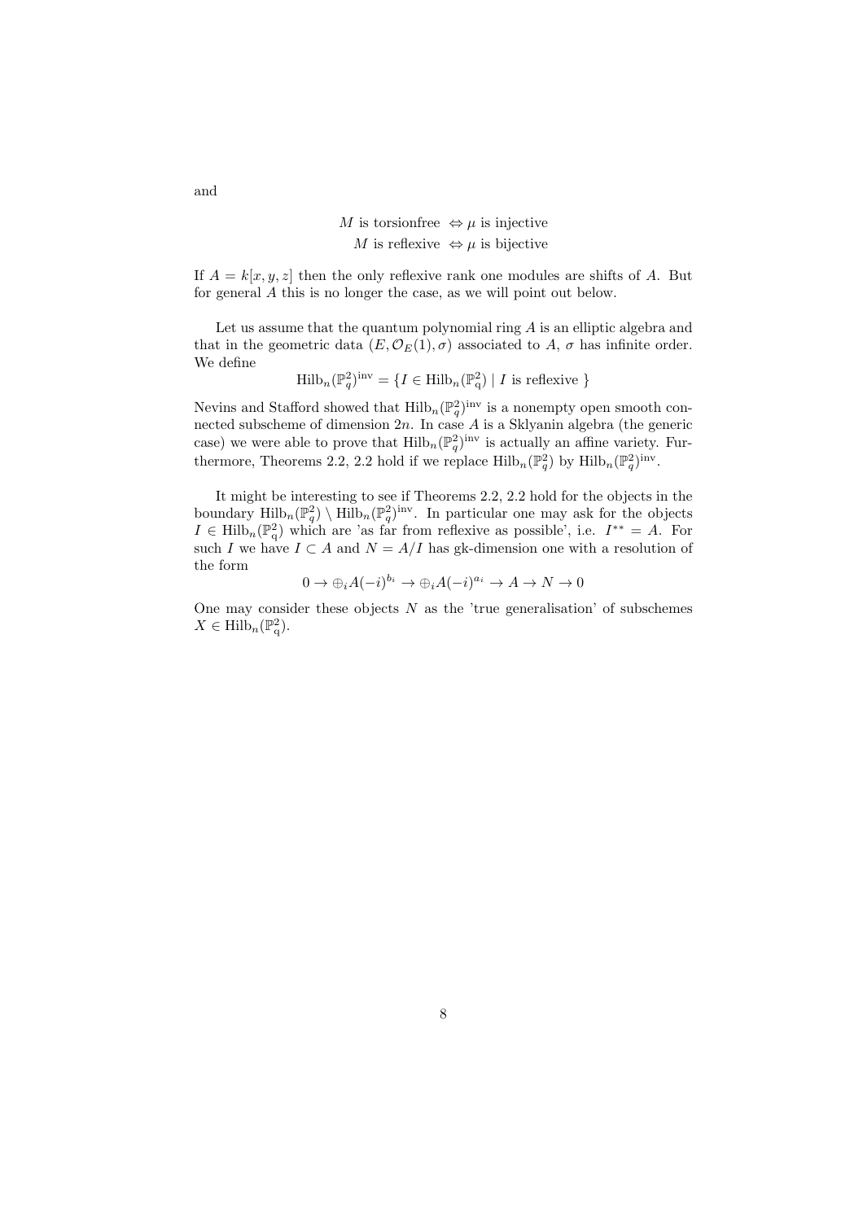and

$$
\begin{aligned}
M \text{ is torsionfree } &\Leftrightarrow \mu \text{ is injective} \\
M \text{ is reflexive } &\Leftrightarrow \mu \text{ is bijective}
\end{aligned}
$$

If $A = k[x, y, z]$ then the only reflexive rank one modules are shifts of $A$. But for general $A$ this is no longer the case, as we will point out below.

Let us assume that the quantum polynomial ring $A$ is an elliptic algebra and that in the geometric data $(E, \mathcal{O}_E(1), \sigma)$ associated to $A$, $\sigma$ has infinite order. We define

$$
\mathrm{Hilb}_n(\mathbb{P}^2_q)^{\mathrm{inv}} = \{ I \in \mathrm{Hilb}_n(\mathbb{P}^2_q) \mid I \text{ is reflexive } \}
$$

Nevins and Stafford showed that $\mathrm{Hilb}_n(\mathbb{P}^2_q)^{\mathrm{inv}}$ is a nonempty open smooth connected subscheme of dimension $2n$. In case $A$ is a Sklyanin algebra (the generic case) we were able to prove that $\mathrm{Hilb}_n(\mathbb{P}^2_q)^{\mathrm{inv}}$ is actually an affine variety. Furthermore, Theorems 2.2, 2.2 hold if we replace $\mathrm{Hilb}_n(\mathbb{P}^2_q)$ by $\mathrm{Hilb}_n(\mathbb{P}^2_q)^{\mathrm{inv}}$.

It might be interesting to see if Theorems 2.2, 2.2 hold for the objects in the boundary $\mathrm{Hilb}_n(\mathbb{P}^2_q) \setminus \mathrm{Hilb}_n(\mathbb{P}^2_q)^{\mathrm{inv}}$. In particular one may ask for the objects $I \in \mathrm{Hilb}_n(\mathbb{P}^2_q)$ which are 'as far from reflexive as possible', i.e. $I^{**} = A$. For such $I$ we have $I \subset A$ and $N = A/I$ has gk-dimension one with a resolution of the form

$$
0 \to \oplus_i A(-i)^{b_i} \to \oplus_i A(-i)^{a_i} \to A \to N \to 0
$$

One may consider these objects $N$ as the 'true generalisation' of subschemes $X \in \mathrm{Hilb}_n(\mathbb{P}^2_q)$.